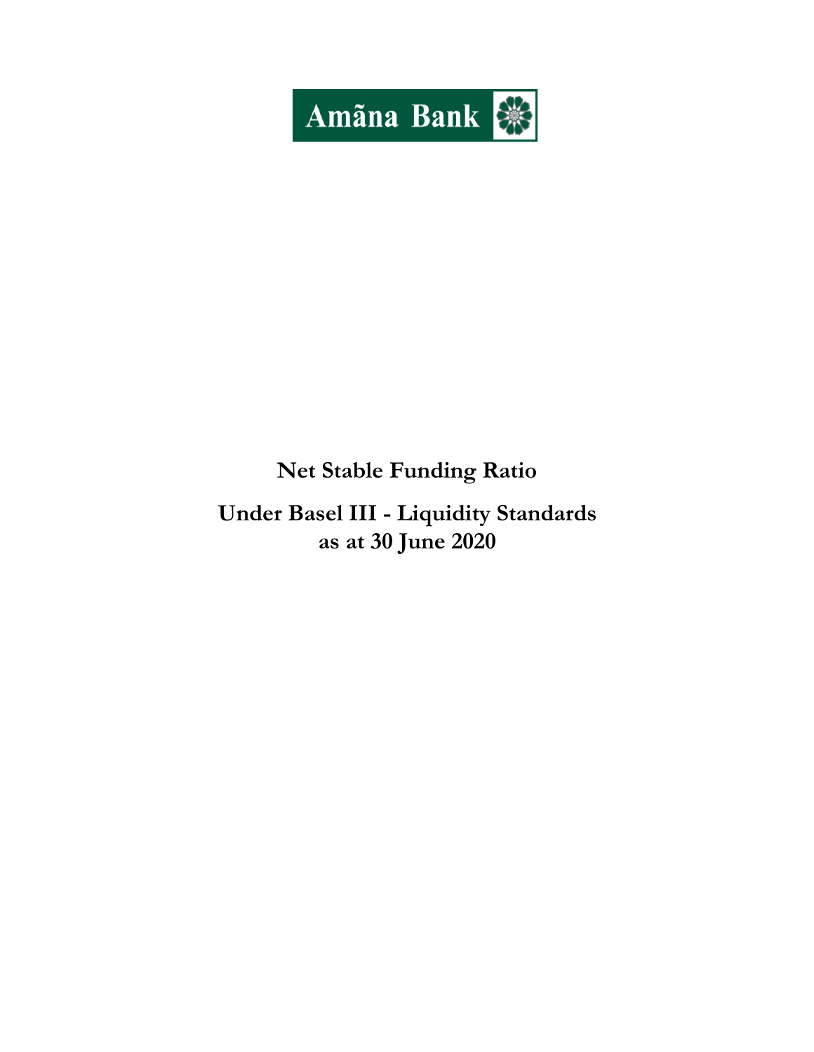Amãna Bank

# Net Stable Funding Ratio

## Under Basel III - Liquidity Standards as at 30 June 2020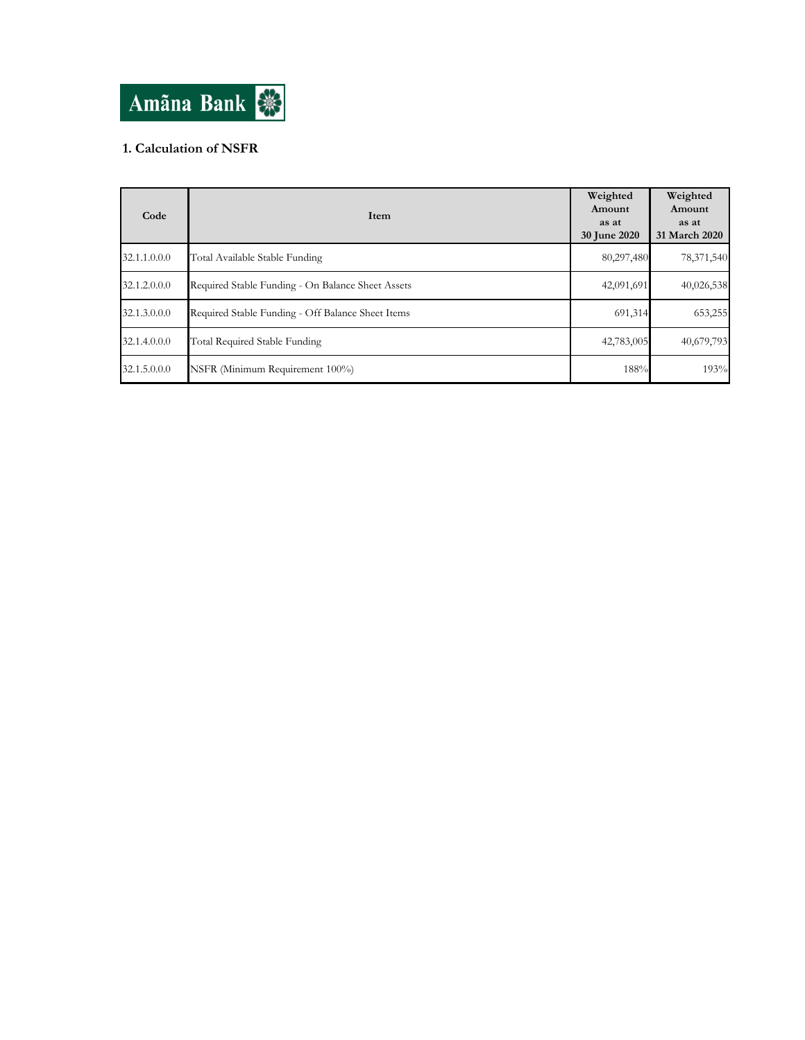Amãna Bank

## 1. Calculation of NSFR

| Code | Item | Weighted Amount as at 30 June 2020 | Weighted Amount as at 31 March 2020 |
|---|---|---|---|
| 32.1.1.0.0.0 | Total Available Stable Funding | 80,297,480 | 78,371,540 |
| 32.1.2.0.0.0 | Required Stable Funding - On Balance Sheet Assets | 42,091,691 | 40,026,538 |
| 32.1.3.0.0.0 | Required Stable Funding - Off Balance Sheet Items | 691,314 | 653,255 |
| 32.1.4.0.0.0 | Total Required Stable Funding | 42,783,005 | 40,679,793 |
| 32.1.5.0.0.0 | NSFR (Minimum Requirement 100%) | 188% | 193% |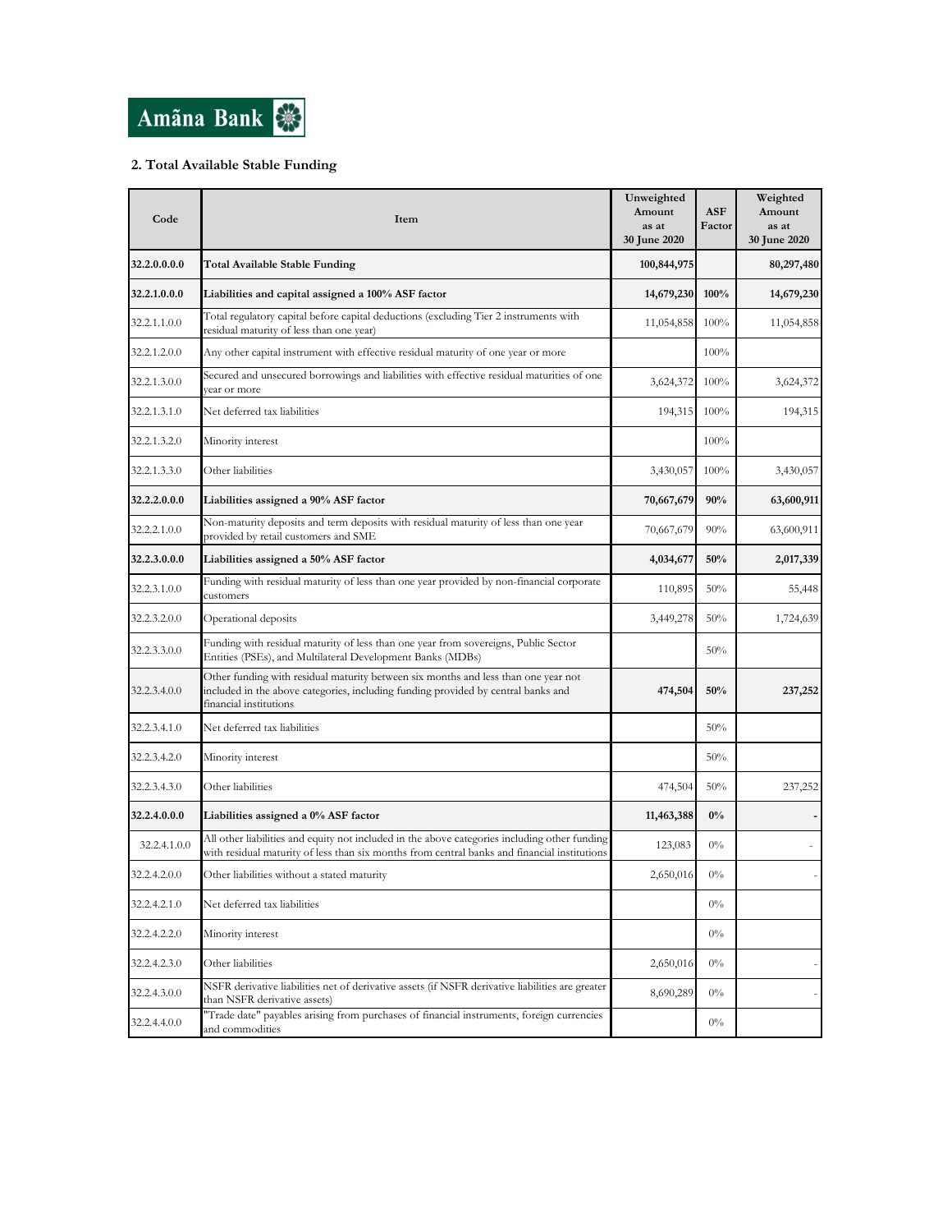Amãna Bank

## 2. Total Available Stable Funding

| Code | Item | Unweighted Amount as at 30 June 2020 | ASF Factor | Weighted Amount as at 30 June 2020 |
|---|---|---|---|---|
| **32.2.0.0.0.0** | **Total Available Stable Funding** | **100,844,975** | | **80,297,480** |
| **32.2.1.0.0.0** | **Liabilities and capital assigned a 100% ASF factor** | **14,679,230** | **100%** | **14,679,230** |
| 32.2.1.1.0.0 | Total regulatory capital before capital deductions (excluding Tier 2 instruments with residual maturity of less than one year) | 11,054,858 | 100% | 11,054,858 |
| 32.2.1.2.0.0 | Any other capital instrument with effective residual maturity of one year or more | | 100% | |
| 32.2.1.3.0.0 | Secured and unsecured borrowings and liabilities with effective residual maturities of one year or more | 3,624,372 | 100% | 3,624,372 |
| 32.2.1.3.1.0 | Net deferred tax liabilities | 194,315 | 100% | 194,315 |
| 32.2.1.3.2.0 | Minority interest | | 100% | |
| 32.2.1.3.3.0 | Other liabilities | 3,430,057 | 100% | 3,430,057 |
| **32.2.2.0.0.0** | **Liabilities assigned a 90% ASF factor** | **70,667,679** | **90%** | **63,600,911** |
| 32.2.2.1.0.0 | Non-maturity deposits and term deposits with residual maturity of less than one year provided by retail customers and SME | 70,667,679 | 90% | 63,600,911 |
| **32.2.3.0.0.0** | **Liabilities assigned a 50% ASF factor** | **4,034,677** | **50%** | **2,017,339** |
| 32.2.3.1.0.0 | Funding with residual maturity of less than one year provided by non-financial corporate customers | 110,895 | 50% | 55,448 |
| 32.2.3.2.0.0 | Operational deposits | 3,449,278 | 50% | 1,724,639 |
| 32.2.3.3.0.0 | Funding with residual maturity of less than one year from sovereigns, Public Sector Entities (PSEs), and Multilateral Development Banks (MDBs) | | 50% | |
| 32.2.3.4.0.0 | Other funding with residual maturity between six months and less than one year not included in the above categories, including funding provided by central banks and financial institutions | **474,504** | **50%** | **237,252** |
| 32.2.3.4.1.0 | Net deferred tax liabilities | | 50% | |
| 32.2.3.4.2.0 | Minority interest | | 50% | |
| 32.2.3.4.3.0 | Other liabilities | 474,504 | 50% | 237,252 |
| **32.2.4.0.0.0** | **Liabilities assigned a 0% ASF factor** | **11,463,388** | **0%** | **-** |
| 32.2.4.1.0.0 | All other liabilities and equity not included in the above categories including other funding with residual maturity of less than six months from central banks and financial institutions | 123,083 | 0% | - |
| 32.2.4.2.0.0 | Other liabilities without a stated maturity | 2,650,016 | 0% | - |
| 32.2.4.2.1.0 | Net deferred tax liabilities | | 0% | |
| 32.2.4.2.2.0 | Minority interest | | 0% | |
| 32.2.4.2.3.0 | Other liabilities | 2,650,016 | 0% | - |
| 32.2.4.3.0.0 | NSFR derivative liabilities net of derivative assets (if NSFR derivative liabilities are greater than NSFR derivative assets) | 8,690,289 | 0% | - |
| 32.2.4.4.0.0 | "Trade date" payables arising from purchases of financial instruments, foreign currencies and commodities | | 0% | |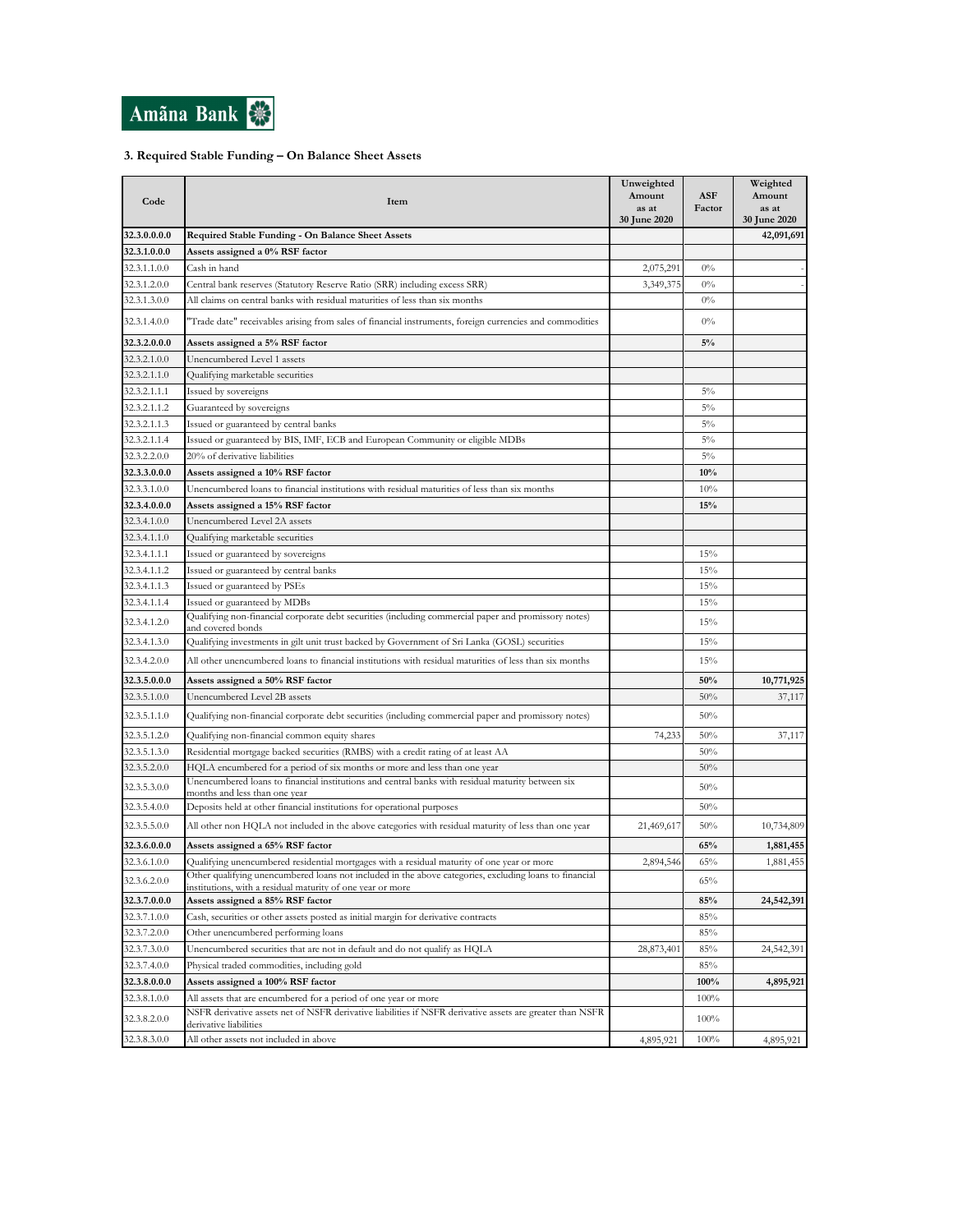Amãna Bank

### 3. Required Stable Funding – On Balance Sheet Assets

| Code | Item | Unweighted Amount as at 30 June 2020 | ASF Factor | Weighted Amount as at 30 June 2020 |
|---|---|---|---|---|
| **32.3.0.0.0.0** | **Required Stable Funding - On Balance Sheet Assets** | | | **42,091,691** |
| **32.3.1.0.0.0** | **Assets assigned a 0% RSF factor** | | | |
| 32.3.1.1.0.0 | Cash in hand | 2,075,291 | 0% | - |
| 32.3.1.2.0.0 | Central bank reserves (Statutory Reserve Ratio (SRR) including excess SRR) | 3,349,375 | 0% | - |
| 32.3.1.3.0.0 | All claims on central banks with residual maturities of less than six months | | 0% | |
| 32.3.1.4.0.0 | "Trade date" receivables arising from sales of financial instruments, foreign currencies and commodities | | 0% | |
| **32.3.2.0.0.0** | **Assets assigned a 5% RSF factor** | | **5%** | |
| 32.3.2.1.0.0 | Unencumbered Level 1 assets | | | |
| 32.3.2.1.1.0 | Qualifying marketable securities | | | |
| 32.3.2.1.1.1 | Issued by sovereigns | | 5% | |
| 32.3.2.1.1.2 | Guaranteed by sovereigns | | 5% | |
| 32.3.2.1.1.3 | Issued or guaranteed by central banks | | 5% | |
| 32.3.2.1.1.4 | Issued or guaranteed by BIS, IMF, ECB and European Community or eligible MDBs | | 5% | |
| 32.3.2.2.0.0 | 20% of derivative liabilities | | 5% | |
| **32.3.3.0.0.0** | **Assets assigned a 10% RSF factor** | | **10%** | |
| 32.3.3.1.0.0 | Unencumbered loans to financial institutions with residual maturities of less than six months | | 10% | |
| **32.3.4.0.0.0** | **Assets assigned a 15% RSF factor** | | **15%** | |
| 32.3.4.1.0.0 | Unencumbered Level 2A assets | | | |
| 32.3.4.1.1.0 | Qualifying marketable securities | | | |
| 32.3.4.1.1.1 | Issued or guaranteed by sovereigns | | 15% | |
| 32.3.4.1.1.2 | Issued or guaranteed by central banks | | 15% | |
| 32.3.4.1.1.3 | Issued or guaranteed by PSEs | | 15% | |
| 32.3.4.1.1.4 | Issued or guaranteed by MDBs | | 15% | |
| 32.3.4.1.2.0 | Qualifying non-financial corporate debt securities (including commercial paper and promissory notes) and covered bonds | | 15% | |
| 32.3.4.1.3.0 | Qualifying investments in gilt unit trust backed by Government of Sri Lanka (GOSL) securities | | 15% | |
| 32.3.4.2.0.0 | All other unencumbered loans to financial institutions with residual maturities of less than six months | | 15% | |
| **32.3.5.0.0.0** | **Assets assigned a 50% RSF factor** | | **50%** | **10,771,925** |
| 32.3.5.1.0.0 | Unencumbered Level 2B assets | | 50% | 37,117 |
| 32.3.5.1.1.0 | Qualifying non-financial corporate debt securities (including commercial paper and promissory notes) | | 50% | |
| 32.3.5.1.2.0 | Qualifying non-financial common equity shares | 74,233 | 50% | 37,117 |
| 32.3.5.1.3.0 | Residential mortgage backed securities (RMBS) with a credit rating of at least AA | | 50% | |
| 32.3.5.2.0.0 | HQLA encumbered for a period of six months or more and less than one year | | 50% | |
| 32.3.5.3.0.0 | Unencumbered loans to financial institutions and central banks with residual maturity between six months and less than one year | | 50% | |
| 32.3.5.4.0.0 | Deposits held at other financial institutions for operational purposes | | 50% | |
| 32.3.5.5.0.0 | All other non HQLA not included in the above categories with residual maturity of less than one year | 21,469,617 | 50% | 10,734,809 |
| **32.3.6.0.0.0** | **Assets assigned a 65% RSF factor** | | **65%** | **1,881,455** |
| 32.3.6.1.0.0 | Qualifying unencumbered residential mortgages with a residual maturity of one year or more | 2,894,546 | 65% | 1,881,455 |
| 32.3.6.2.0.0 | Other qualifying unencumbered loans not included in the above categories, excluding loans to financial institutions, with a residual maturity of one year or more | | 65% | |
| **32.3.7.0.0.0** | **Assets assigned a 85% RSF factor** | | **85%** | **24,542,391** |
| 32.3.7.1.0.0 | Cash, securities or other assets posted as initial margin for derivative contracts | | 85% | |
| 32.3.7.2.0.0 | Other unencumbered performing loans | | 85% | |
| 32.3.7.3.0.0 | Unencumbered securities that are not in default and do not qualify as HQLA | 28,873,401 | 85% | 24,542,391 |
| 32.3.7.4.0.0 | Physical traded commodities, including gold | | 85% | |
| **32.3.8.0.0.0** | **Assets assigned a 100% RSF factor** | | **100%** | **4,895,921** |
| 32.3.8.1.0.0 | All assets that are encumbered for a period of one year or more | | 100% | |
| 32.3.8.2.0.0 | NSFR derivative assets net of NSFR derivative liabilities if NSFR derivative assets are greater than NSFR derivative liabilities | | 100% | |
| 32.3.8.3.0.0 | All other assets not included in above | 4,895,921 | 100% | 4,895,921 |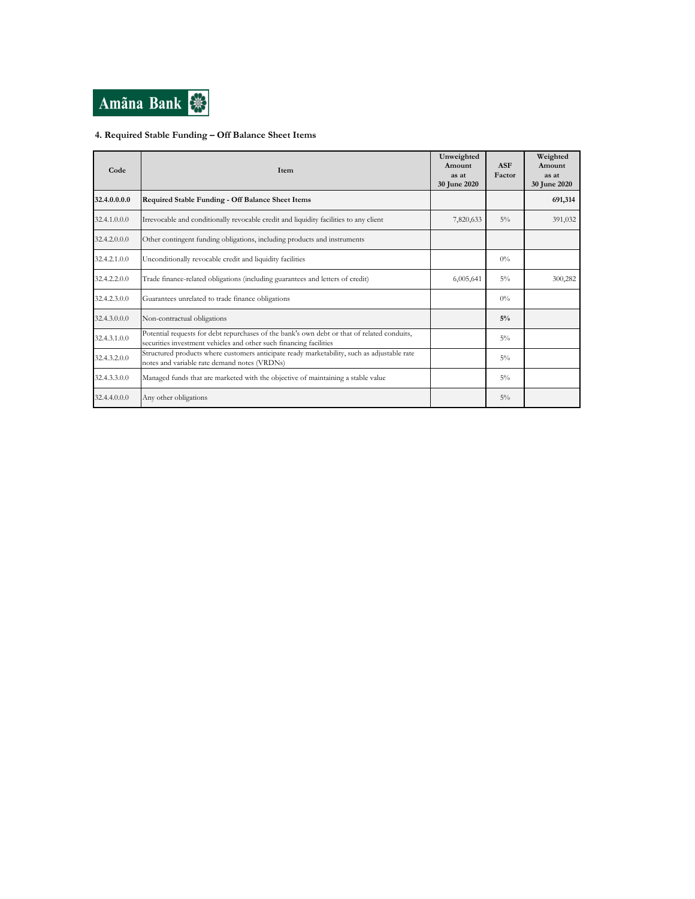Amãna Bank

## 4. Required Stable Funding – Off Balance Sheet Items

| Code | Item | Unweighted Amount as at 30 June 2020 | ASF Factor | Weighted Amount as at 30 June 2020 |
|---|---|---|---|---|
| **32.4.0.0.0.0** | **Required Stable Funding - Off Balance Sheet Items** | | | **691,314** |
| 32.4.1.0.0.0 | Irrevocable and conditionally revocable credit and liquidity facilities to any client | 7,820,633 | 5% | 391,032 |
| 32.4.2.0.0.0 | Other contingent funding obligations, including products and instruments | | | |
| 32.4.2.1.0.0 | Unconditionally revocable credit and liquidity facilities | | 0% | |
| 32.4.2.2.0.0 | Trade finance-related obligations (including guarantees and letters of credit) | 6,005,641 | 5% | 300,282 |
| 32.4.2.3.0.0 | Guarantees unrelated to trade finance obligations | | 0% | |
| 32.4.3.0.0.0 | Non-contractual obligations | | **5%** | |
| 32.4.3.1.0.0 | Potential requests for debt repurchases of the bank's own debt or that of related conduits, securities investment vehicles and other such financing facilities | | 5% | |
| 32.4.3.2.0.0 | Structured products where customers anticipate ready marketability, such as adjustable rate notes and variable rate demand notes (VRDNs) | | 5% | |
| 32.4.3.3.0.0 | Managed funds that are marketed with the objective of maintaining a stable value | | 5% | |
| 32.4.4.0.0.0 | Any other obligations | | 5% | |